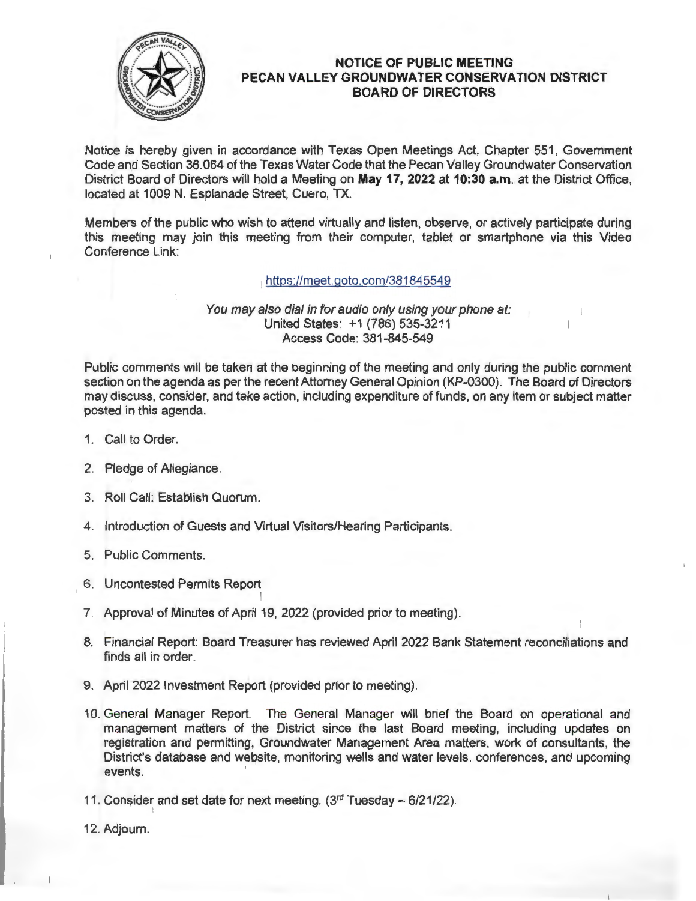# NOTICE OF PUBLIC MEETING
# PECAN VALLEY GROUNDWATER CONSERVATION DISTRICT
# BOARD OF DIRECTORS

Notice is hereby given in accordance with Texas Open Meetings Act, Chapter 551, Government Code and Section 36.064 of the Texas Water Code that the Pecan Valley Groundwater Conservation District Board of Directors will hold a Meeting on **May 17, 2022 at 10:30 a.m.** at the District Office, located at 1009 N. Esplanade Street, Cuero, TX.

Members of the public who wish to attend virtually and listen, observe, or actively participate during this meeting may join this meeting from their computer, tablet or smartphone via this Video Conference Link:

https://meet.goto.com/381845549

*You may also dial in for audio only using your phone at:*
United States: +1 (786) 535-3211
Access Code: 381-845-549

Public comments will be taken at the beginning of the meeting and only during the public comment section on the agenda as per the recent Attorney General Opinion (KP-0300). The Board of Directors may discuss, consider, and take action, including expenditure of funds, on any item or subject matter posted in this agenda.

1. Call to Order.
2. Pledge of Allegiance.
3. Roll Call: Establish Quorum.
4. Introduction of Guests and Virtual Visitors/Hearing Participants.
5. Public Comments.
6. Uncontested Permits Report
7. Approval of Minutes of April 19, 2022 (provided prior to meeting).
8. Financial Report: Board Treasurer has reviewed April 2022 Bank Statement reconciliations and finds all in order.
9. April 2022 Investment Report (provided prior to meeting).
10. General Manager Report. The General Manager will brief the Board on operational and management matters of the District since the last Board meeting, including updates on registration and permitting, Groundwater Management Area matters, work of consultants, the District's database and website, monitoring wells and water levels, conferences, and upcoming events.
11. Consider and set date for next meeting. (3rd Tuesday – 6/21/22).
12. Adjourn.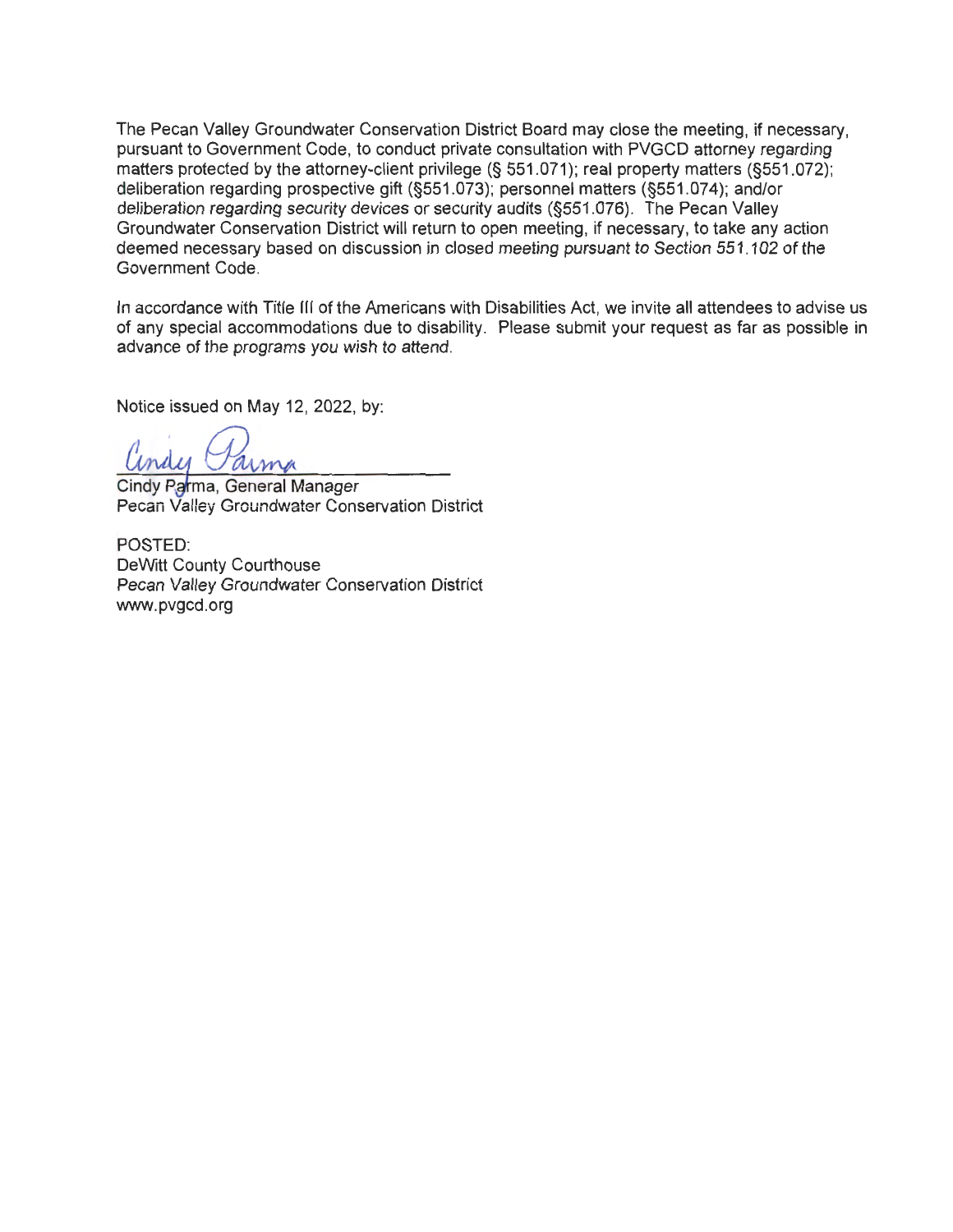The Pecan Valley Groundwater Conservation District Board may close the meeting, if necessary, pursuant to Government Code, to conduct private consultation with PVGCD attorney regarding matters protected by the attorney-client privilege (§ 551.071); real property matters (§551.072); deliberation regarding prospective gift (§551.073); personnel matters (§551.074); and/or deliberation regarding security devices or security audits (§551.076). The Pecan Valley Groundwater Conservation District will return to open meeting, if necessary, to take any action deemed necessary based on discussion in closed meeting pursuant to Section 551.102 of the Government Code.

In accordance with Title III of the Americans with Disabilities Act, we invite all attendees to advise us of any special accommodations due to disability. Please submit your request as far as possible in advance of the programs you wish to attend.

Notice issued on May 12, 2022, by:

Cindy Parma

Cindy Parma, General Manager
Pecan Valley Groundwater Conservation District

POSTED:
DeWitt County Courthouse
Pecan Valley Groundwater Conservation District
www.pvgcd.org